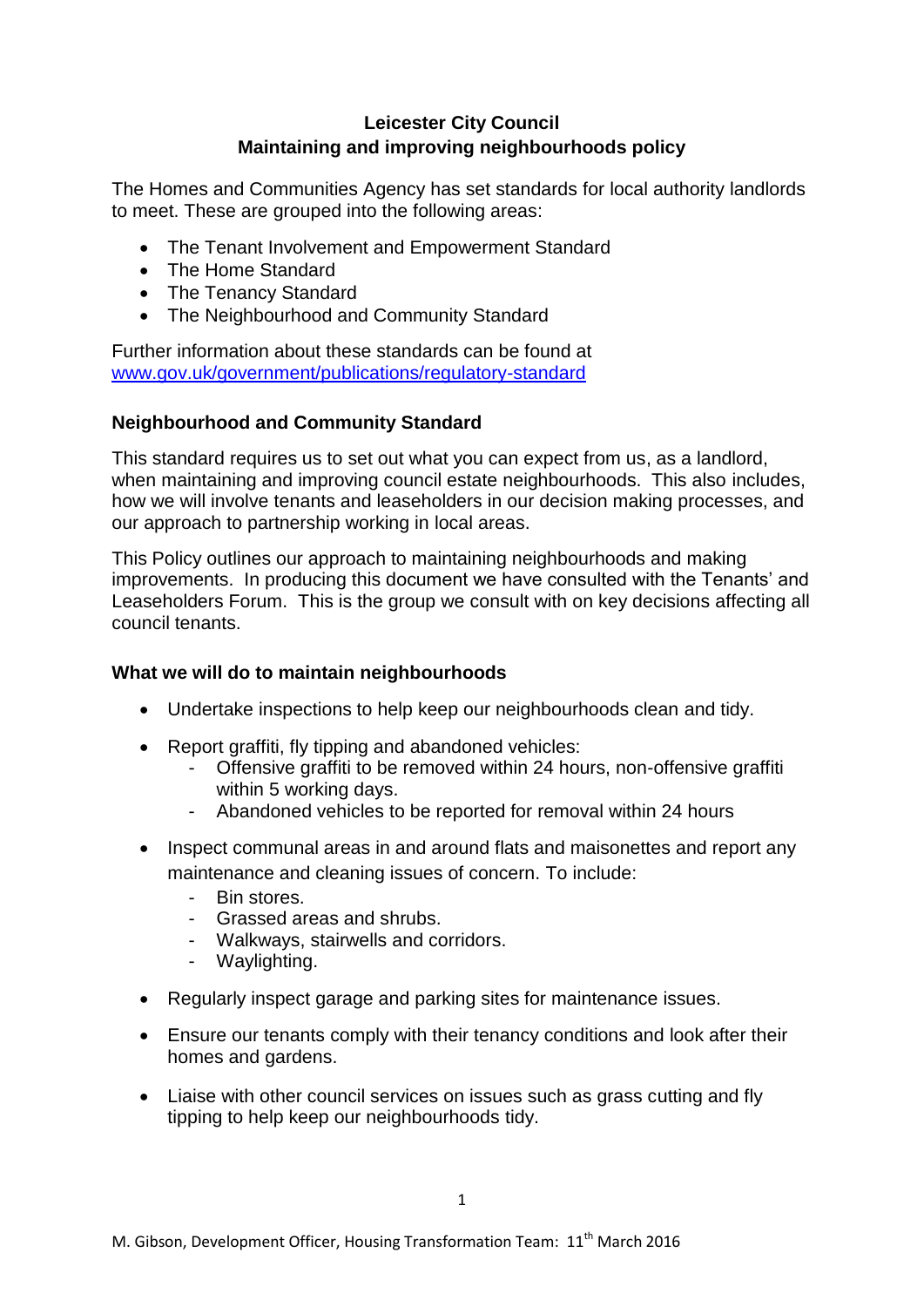# Leicester City Council
## Maintaining and improving neighbourhoods policy

The Homes and Communities Agency has set standards for local authority landlords to meet. These are grouped into the following areas:

- The Tenant Involvement and Empowerment Standard
- The Home Standard
- The Tenancy Standard
- The Neighbourhood and Community Standard

Further information about these standards can be found at [www.gov.uk/government/publications/regulatory-standard](www.gov.uk/government/publications/regulatory-standard)

### Neighbourhood and Community Standard

This standard requires us to set out what you can expect from us, as a landlord, when maintaining and improving council estate neighbourhoods. This also includes, how we will involve tenants and leaseholders in our decision making processes, and our approach to partnership working in local areas.

This Policy outlines our approach to maintaining neighbourhoods and making improvements. In producing this document we have consulted with the Tenants' and Leaseholders Forum. This is the group we consult with on key decisions affecting all council tenants.

### What we will do to maintain neighbourhoods

- Undertake inspections to help keep our neighbourhoods clean and tidy.
- Report graffiti, fly tipping and abandoned vehicles:
  - Offensive graffiti to be removed within 24 hours, non-offensive graffiti within 5 working days.
  - Abandoned vehicles to be reported for removal within 24 hours
- Inspect communal areas in and around flats and maisonettes and report any maintenance and cleaning issues of concern. To include:
  - Bin stores.
  - Grassed areas and shrubs.
  - Walkways, stairwells and corridors.
  - Waylighting.
- Regularly inspect garage and parking sites for maintenance issues.
- Ensure our tenants comply with their tenancy conditions and look after their homes and gardens.
- Liaise with other council services on issues such as grass cutting and fly tipping to help keep our neighbourhoods tidy.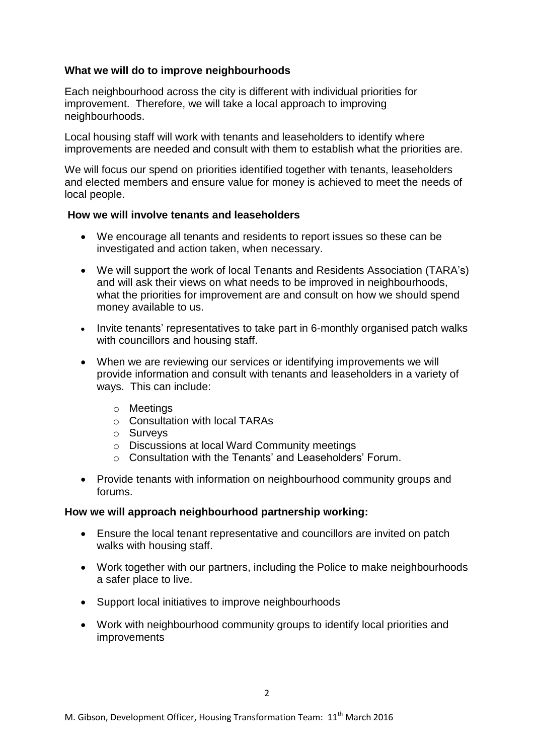### What we will do to improve neighbourhoods

Each neighbourhood across the city is different with individual priorities for improvement. Therefore, we will take a local approach to improving neighbourhoods.

Local housing staff will work with tenants and leaseholders to identify where improvements are needed and consult with them to establish what the priorities are.

We will focus our spend on priorities identified together with tenants, leaseholders and elected members and ensure value for money is achieved to meet the needs of local people.

### How we will involve tenants and leaseholders

- We encourage all tenants and residents to report issues so these can be investigated and action taken, when necessary.
- We will support the work of local Tenants and Residents Association (TARA's) and will ask their views on what needs to be improved in neighbourhoods, what the priorities for improvement are and consult on how we should spend money available to us.
- Invite tenants' representatives to take part in 6-monthly organised patch walks with councillors and housing staff.
- When we are reviewing our services or identifying improvements we will provide information and consult with tenants and leaseholders in a variety of ways. This can include:
  - Meetings
  - Consultation with local TARAs
  - Surveys
  - Discussions at local Ward Community meetings
  - Consultation with the Tenants' and Leaseholders' Forum.
- Provide tenants with information on neighbourhood community groups and forums.

### How we will approach neighbourhood partnership working:

- Ensure the local tenant representative and councillors are invited on patch walks with housing staff.
- Work together with our partners, including the Police to make neighbourhoods a safer place to live.
- Support local initiatives to improve neighbourhoods
- Work with neighbourhood community groups to identify local priorities and improvements

M. Gibson, Development Officer, Housing Transformation Team: 11th March 2016